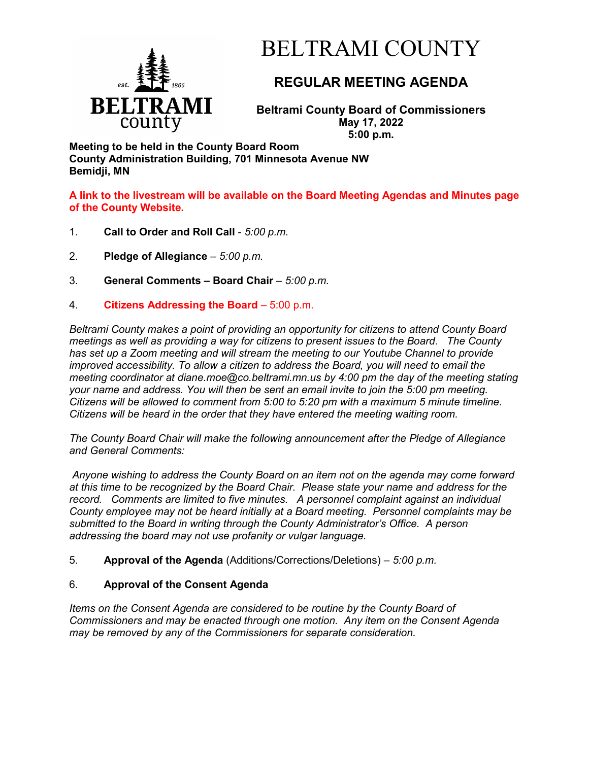# BELTRAMI COUNTY

## REGULAR MEETING AGENDA

**Beltrami County Board of Commissioners**
**May 17, 2022**
**5:00 p.m.**

**Meeting to be held in the County Board Room**
**County Administration Building, 701 Minnesota Avenue NW**
**Bemidji, MN**

**A link to the livestream will be available on the Board Meeting Agendas and Minutes page of the County Website.**

1. **Call to Order and Roll Call** - *5:00 p.m.*

2. **Pledge of Allegiance** – *5:00 p.m.*

3. **General Comments – Board Chair** – *5:00 p.m.*

4. **Citizens Addressing the Board** – 5:00 p.m.

*Beltrami County makes a point of providing an opportunity for citizens to attend County Board meetings as well as providing a way for citizens to present issues to the Board. The County has set up a Zoom meeting and will stream the meeting to our Youtube Channel to provide improved accessibility. To allow a citizen to address the Board, you will need to email the meeting coordinator at diane.moe@co.beltrami.mn.us by 4:00 pm the day of the meeting stating your name and address. You will then be sent an email invite to join the 5:00 pm meeting. Citizens will be allowed to comment from 5:00 to 5:20 pm with a maximum 5 minute timeline. Citizens will be heard in the order that they have entered the meeting waiting room.*

*The County Board Chair will make the following announcement after the Pledge of Allegiance and General Comments:*

*Anyone wishing to address the County Board on an item not on the agenda may come forward at this time to be recognized by the Board Chair. Please state your name and address for the record. Comments are limited to five minutes. A personnel complaint against an individual County employee may not be heard initially at a Board meeting. Personnel complaints may be submitted to the Board in writing through the County Administrator's Office. A person addressing the board may not use profanity or vulgar language.*

5. **Approval of the Agenda** (Additions/Corrections/Deletions) – *5:00 p.m.*

6. **Approval of the Consent Agenda**

*Items on the Consent Agenda are considered to be routine by the County Board of Commissioners and may be enacted through one motion. Any item on the Consent Agenda may be removed by any of the Commissioners for separate consideration.*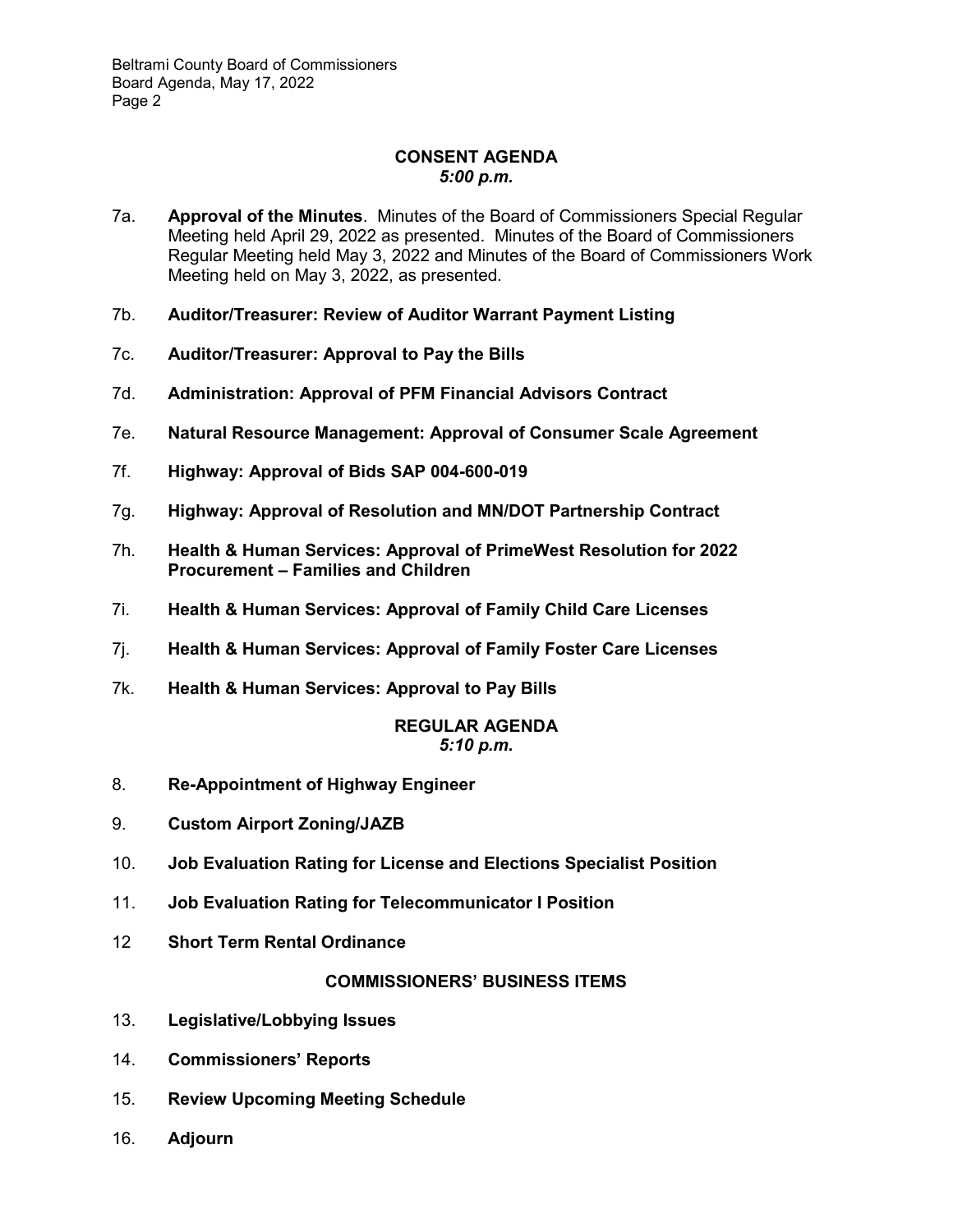## CONSENT AGENDA
*5:00 p.m.*

7a. **Approval of the Minutes**. Minutes of the Board of Commissioners Special Regular Meeting held April 29, 2022 as presented. Minutes of the Board of Commissioners Regular Meeting held May 3, 2022 and Minutes of the Board of Commissioners Work Meeting held on May 3, 2022, as presented.

7b. **Auditor/Treasurer: Review of Auditor Warrant Payment Listing**

7c. **Auditor/Treasurer: Approval to Pay the Bills**

7d. **Administration: Approval of PFM Financial Advisors Contract**

7e. **Natural Resource Management: Approval of Consumer Scale Agreement**

7f. **Highway: Approval of Bids SAP 004-600-019**

7g. **Highway: Approval of Resolution and MN/DOT Partnership Contract**

7h. **Health & Human Services: Approval of PrimeWest Resolution for 2022 Procurement – Families and Children**

7i. **Health & Human Services: Approval of Family Child Care Licenses**

7j. **Health & Human Services: Approval of Family Foster Care Licenses**

7k. **Health & Human Services: Approval to Pay Bills**

## REGULAR AGENDA
*5:10 p.m.*

8. **Re-Appointment of Highway Engineer**

9. **Custom Airport Zoning/JAZB**

10. **Job Evaluation Rating for License and Elections Specialist Position**

11. **Job Evaluation Rating for Telecommunicator I Position**

12 **Short Term Rental Ordinance**

## COMMISSIONERS' BUSINESS ITEMS

13. **Legislative/Lobbying Issues**

14. **Commissioners' Reports**

15. **Review Upcoming Meeting Schedule**

16. **Adjourn**